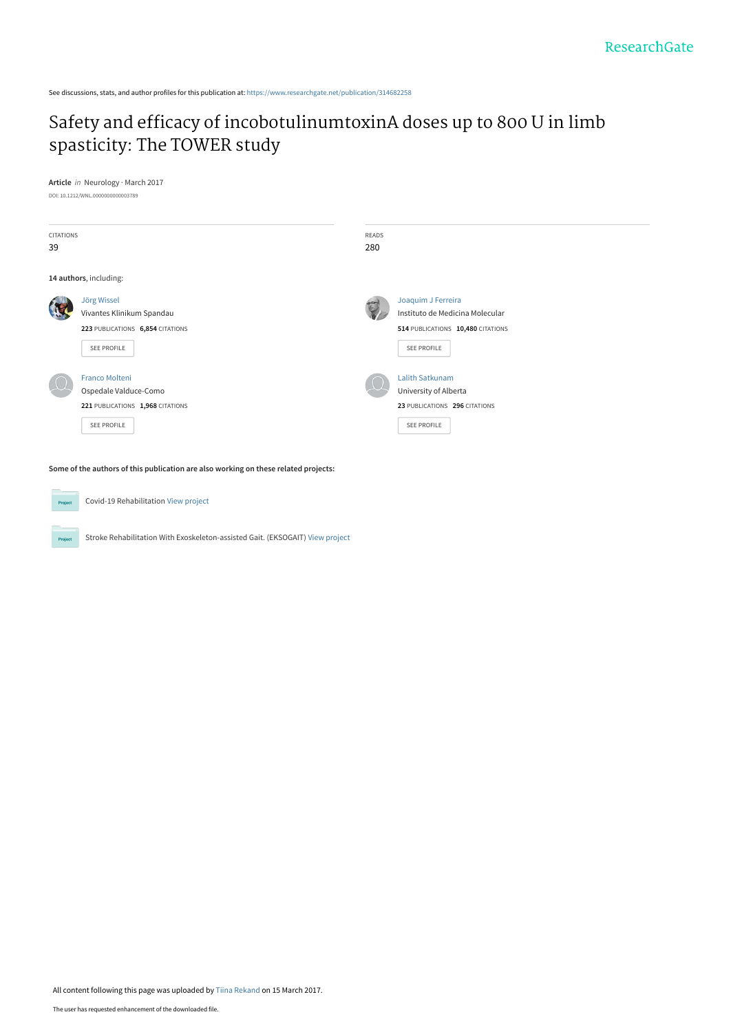See discussions, stats, and author profiles for this publication at: https://www.researchgate.net/publication/314682258

# Safety and efficacy of incobotulinumtoxinA doses up to 800 U in limb spasticity: The TOWER study

**Article** *in* Neurology · March 2017

DOI: 10.1212/WNL.0000000000003789

CITATIONS
39

READS
280

**14 authors**, including:

Jörg Wissel
Vivantes Klinikum Spandau
**223** PUBLICATIONS **6,854** CITATIONS
SEE PROFILE

Joaquim J Ferreira
Instituto de Medicina Molecular
**514** PUBLICATIONS **10,480** CITATIONS
SEE PROFILE

Franco Molteni
Ospedale Valduce-Como
**221** PUBLICATIONS **1,968** CITATIONS
SEE PROFILE

Lalith Satkunam
University of Alberta
**23** PUBLICATIONS **296** CITATIONS
SEE PROFILE

**Some of the authors of this publication are also working on these related projects:**

Covid-19 Rehabilitation View project

Stroke Rehabilitation With Exoskeleton-assisted Gait. (EKSOGAIT) View project

All content following this page was uploaded by Tiina Rekand on 15 March 2017.

The user has requested enhancement of the downloaded file.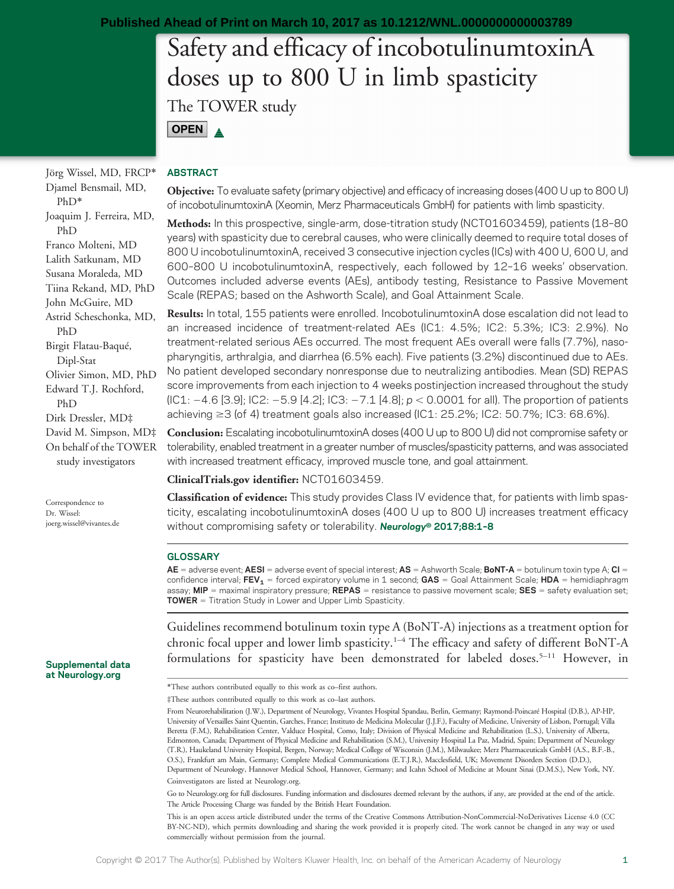Published Ahead of Print on March 10, 2017 as 10.1212/WNL.0000000000003789

# Safety and efficacy of incobotulinumtoxinA doses up to 800 U in limb spasticity

## The TOWER study

OPEN

Jörg Wissel, MD, FRCP*
Djamel Bensmail, MD, PhD*
Joaquim J. Ferreira, MD, PhD
Franco Molteni, MD
Lalith Satkunam, MD
Susana Moraleda, MD
Tiina Rekand, MD, PhD
John McGuire, MD
Astrid Scheschonka, MD, PhD
Birgit Flatau-Baqué, Dipl-Stat
Olivier Simon, MD, PhD
Edward T.J. Rochford, PhD
Dirk Dressler, MD‡
David M. Simpson, MD‡
On behalf of the TOWER study investigators

Correspondence to Dr. Wissel: joerg.wissel@vivantes.de

## ABSTRACT

**Objective:** To evaluate safety (primary objective) and efficacy of increasing doses (400 U up to 800 U) of incobotulinumtoxinA (Xeomin, Merz Pharmaceuticals GmbH) for patients with limb spasticity.

**Methods:** In this prospective, single-arm, dose-titration study (NCT01603459), patients (18–80 years) with spasticity due to cerebral causes, who were clinically deemed to require total doses of 800 U incobotulinumtoxinA, received 3 consecutive injection cycles (ICs) with 400 U, 600 U, and 600–800 U incobotulinumtoxinA, respectively, each followed by 12–16 weeks' observation. Outcomes included adverse events (AEs), antibody testing, Resistance to Passive Movement Scale (REPAS; based on the Ashworth Scale), and Goal Attainment Scale.

**Results:** In total, 155 patients were enrolled. IncobotulinumtoxinA dose escalation did not lead to an increased incidence of treatment-related AEs (IC1: 4.5%; IC2: 5.3%; IC3: 2.9%). No treatment-related serious AEs occurred. The most frequent AEs overall were falls (7.7%), nasopharyngitis, arthralgia, and diarrhea (6.5% each). Five patients (3.2%) discontinued due to AEs. No patient developed secondary nonresponse due to neutralizing antibodies. Mean (SD) REPAS score improvements from each injection to 4 weeks postinjection increased throughout the study (IC1: −4.6 [3.9]; IC2: −5.9 [4.2]; IC3: −7.1 [4.8]; $p < 0.0001$ for all). The proportion of patients achieving ≥3 (of 4) treatment goals also increased (IC1: 25.2%; IC2: 50.7%; IC3: 68.6%).

**Conclusion:** Escalating incobotulinumtoxinA doses (400 U up to 800 U) did not compromise safety or tolerability, enabled treatment in a greater number of muscles/spasticity patterns, and was associated with increased treatment efficacy, improved muscle tone, and goal attainment.

**ClinicalTrials.gov identifier:** NCT01603459.

**Classification of evidence:** This study provides Class IV evidence that, for patients with limb spasticity, escalating incobotulinumtoxinA doses (400 U up to 800 U) increases treatment efficacy without compromising safety or tolerability. *Neurology®* **2017;88:1–8**

## GLOSSARY

**AE** = adverse event; **AESI** = adverse event of special interest; **AS** = Ashworth Scale; **BoNT-A** = botulinum toxin type A; **CI** = confidence interval; **$FEV_1$** = forced expiratory volume in 1 second; **GAS** = Goal Attainment Scale; **HDA** = hemidiaphragm assay; **MIP** = maximal inspiratory pressure; **REPAS** = resistance to passive movement scale; **SES** = safety evaluation set; **TOWER** = Titration Study in Lower and Upper Limb Spasticity.

Guidelines recommend botulinum toxin type A (BoNT-A) injections as a treatment option for chronic focal upper and lower limb spasticity.[1–4] The efficacy and safety of different BoNT-A formulations for spasticity have been demonstrated for labeled doses.[5–11] However, in

Supplemental data at Neurology.org

*These authors contributed equally to this work as co–first authors.

‡These authors contributed equally to this work as co–last authors.

From Neurorehabilitation (J.W.), Department of Neurology, Vivantes Hospital Spandau, Berlin, Germany; Raymond-Poincaré Hospital (D.B.), AP-HP, University of Versailles Saint Quentin, Garches, France; Instituto de Medicina Molecular (J.J.F.), Faculty of Medicine, University of Lisbon, Portugal; Villa Beretta (F.M.), Rehabilitation Center, Valduce Hospital, Como, Italy; Division of Physical Medicine and Rehabilitation (L.S.), University of Alberta, Edmonton, Canada; Department of Physical Medicine and Rehabilitation (S.M.), University Hospital La Paz, Madrid, Spain; Department of Neurology (T.R.), Haukeland University Hospital, Bergen, Norway; Medical College of Wisconsin (J.M.), Milwaukee; Merz Pharmaceuticals GmbH (A.S., B.F.-B., O.S.), Frankfurt am Main, Germany; Complete Medical Communications (E.T.J.R.), Macclesfield, UK; Movement Disorders Section (D.D.), Department of Neurology, Hannover Medical School, Hannover, Germany; and Icahn School of Medicine at Mount Sinai (D.M.S.), New York, NY.

Coinvestigators are listed at Neurology.org.

Go to Neurology.org for full disclosures. Funding information and disclosures deemed relevant by the authors, if any, are provided at the end of the article.
The Article Processing Charge was funded by the British Heart Foundation.

This is an open access article distributed under the terms of the Creative Commons Attribution-NonCommercial-NoDerivatives License 4.0 (CC BY-NC-ND), which permits downloading and sharing the work provided it is properly cited. The work cannot be changed in any way or used commercially without permission from the journal.

Copyright © 2017 The Author(s). Published by Wolters Kluwer Health, Inc. on behalf of the American Academy of Neurology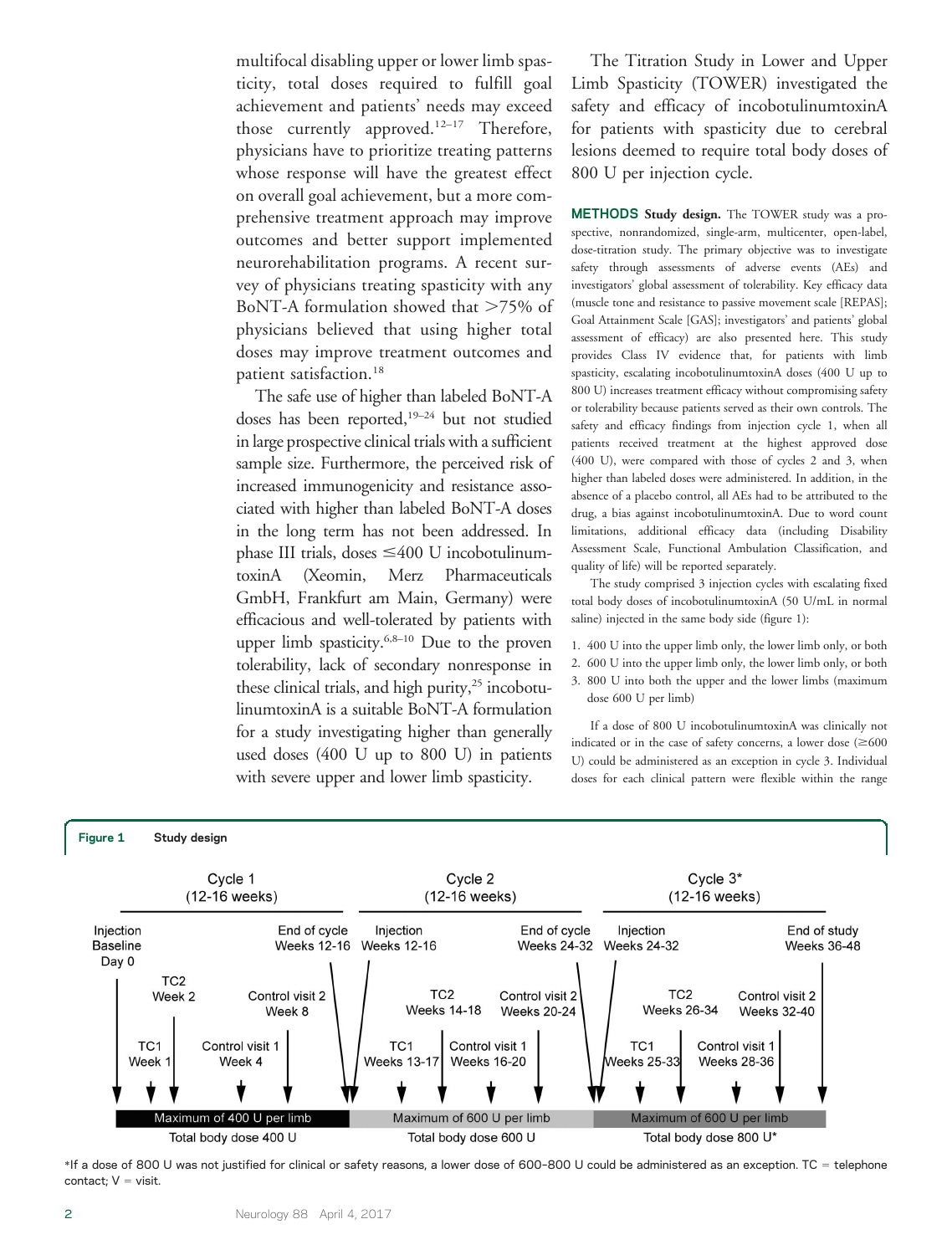multifocal disabling upper or lower limb spasticity, total doses required to fulfill goal achievement and patients' needs may exceed those currently approved.[12–17] Therefore, physicians have to prioritize treating patterns whose response will have the greatest effect on overall goal achievement, but a more comprehensive treatment approach may improve outcomes and better support implemented neurorehabilitation programs. A recent survey of physicians treating spasticity with any BoNT-A formulation showed that >75% of physicians believed that using higher total doses may improve treatment outcomes and patient satisfaction.[18]

The safe use of higher than labeled BoNT-A doses has been reported,[19–24] but not studied in large prospective clinical trials with a sufficient sample size. Furthermore, the perceived risk of increased immunogenicity and resistance associated with higher than labeled BoNT-A doses in the long term has not been addressed. In phase III trials, doses ≤400 U incobotulinumtoxinA (Xeomin, Merz Pharmaceuticals GmbH, Frankfurt am Main, Germany) were efficacious and well-tolerated by patients with upper limb spasticity.[6,8–10] Due to the proven tolerability, lack of secondary nonresponse in these clinical trials, and high purity,[25] incobotulinumtoxinA is a suitable BoNT-A formulation for a study investigating higher than generally used doses (400 U up to 800 U) in patients with severe upper and lower limb spasticity.

The Titration Study in Lower and Upper Limb Spasticity (TOWER) investigated the safety and efficacy of incobotulinumtoxinA for patients with spasticity due to cerebral lesions deemed to require total body doses of 800 U per injection cycle.

## METHODS

**Study design.** The TOWER study was a prospective, nonrandomized, single-arm, multicenter, open-label, dose-titration study. The primary objective was to investigate safety through assessments of adverse events (AEs) and investigators' global assessment of tolerability. Key efficacy data (muscle tone and resistance to passive movement scale [REPAS]; Goal Attainment Scale [GAS]; investigators' and patients' global assessment of efficacy) are also presented here. This study provides Class IV evidence that, for patients with limb spasticity, escalating incobotulinumtoxinA doses (400 U up to 800 U) increases treatment efficacy without compromising safety or tolerability because patients served as their own controls. The safety and efficacy findings from injection cycle 1, when all patients received treatment at the highest approved dose (400 U), were compared with those of cycles 2 and 3, when higher than labeled doses were administered. In addition, in the absence of a placebo control, all AEs had to be attributed to the drug, a bias against incobotulinumtoxinA. Due to word count limitations, additional efficacy data (including Disability Assessment Scale, Functional Ambulation Classification, and quality of life) will be reported separately.

The study comprised 3 injection cycles with escalating fixed total body doses of incobotulinumtoxinA (50 U/mL in normal saline) injected in the same body side (figure 1):

1. 400 U into the upper limb only, the lower limb only, or both
2. 600 U into the upper limb only, the lower limb only, or both
3. 800 U into both the upper and the lower limbs (maximum dose 600 U per limb)

If a dose of 800 U incobotulinumtoxinA was clinically not indicated or in the case of safety concerns, a lower dose (≥600 U) could be administered as an exception in cycle 3. Individual doses for each clinical pattern were flexible within the range

**Figure 1** Study design

| Cycle 1 (12-16 weeks) | Cycle 2 (12-16 weeks) | Cycle 3* (12-16 weeks) |
|---|---|---|
| Injection Baseline Day 0 | Injection Weeks 12-16 | Injection Weeks 24-32 |
| TC1 Week 1 | TC1 Weeks 13-17 | TC1 Weeks 25-33 |
| TC2 Week 2 | TC2 Weeks 14-18 | TC2 Weeks 26-34 |
| Control visit 1 Week 4 | Control visit 1 Weeks 16-20 | Control visit 1 Weeks 28-36 |
| Control visit 2 Week 8 | Control visit 2 Weeks 20-24 | Control visit 2 Weeks 32-40 |
| End of cycle Weeks 12-16 | End of cycle Weeks 24-32 | End of study Weeks 36-48 |
| Maximum of 400 U per limb | Maximum of 600 U per limb | Maximum of 600 U per limb |
| Total body dose 400 U | Total body dose 600 U | Total body dose 800 U* |

*If a dose of 800 U was not justified for clinical or safety reasons, a lower dose of 600–800 U could be administered as an exception. TC = telephone contact; V = visit.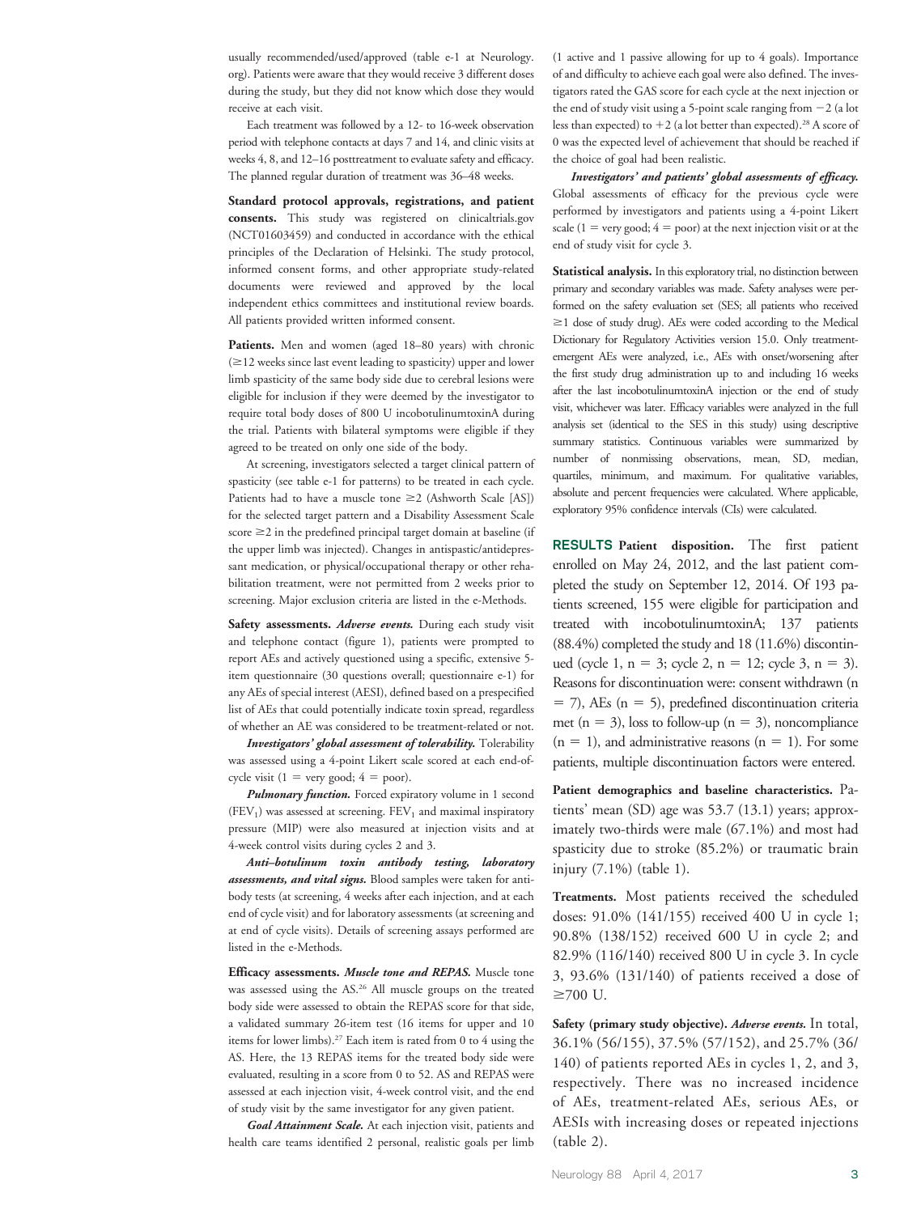usually recommended/used/approved (table e-1 at Neurology.org). Patients were aware that they would receive 3 different doses during the study, but they did not know which dose they would receive at each visit.

Each treatment was followed by a 12- to 16-week observation period with telephone contacts at days 7 and 14, and clinic visits at weeks 4, 8, and 12–16 posttreatment to evaluate safety and efficacy. The planned regular duration of treatment was 36–48 weeks.

**Standard protocol approvals, registrations, and patient consents.** This study was registered on clinicaltrials.gov (NCT01603459) and conducted in accordance with the ethical principles of the Declaration of Helsinki. The study protocol, informed consent forms, and other appropriate study-related documents were reviewed and approved by the local independent ethics committees and institutional review boards. All patients provided written informed consent.

**Patients.** Men and women (aged 18–80 years) with chronic (≥12 weeks since last event leading to spasticity) upper and lower limb spasticity of the same body side due to cerebral lesions were eligible for inclusion if they were deemed by the investigator to require total body doses of 800 U incobotulinumtoxinA during the trial. Patients with bilateral symptoms were eligible if they agreed to be treated on only one side of the body.

At screening, investigators selected a target clinical pattern of spasticity (see table e-1 for patterns) to be treated in each cycle. Patients had to have a muscle tone ≥2 (Ashworth Scale [AS]) for the selected target pattern and a Disability Assessment Scale score ≥2 in the predefined principal target domain at baseline (if the upper limb was injected). Changes in antispastic/antidepressant medication, or physical/occupational therapy or other rehabilitation treatment, were not permitted from 2 weeks prior to screening. Major exclusion criteria are listed in the e-Methods.

**Safety assessments.** ***Adverse events.*** During each study visit and telephone contact (figure 1), patients were prompted to report AEs and actively questioned using a specific, extensive 5-item questionnaire (30 questions overall; questionnaire e-1) for any AEs of special interest (AESI), defined based on a prespecified list of AEs that could potentially indicate toxin spread, regardless of whether an AE was considered to be treatment-related or not.

***Investigators' global assessment of tolerability.*** Tolerability was assessed using a 4-point Likert scale scored at each end-of-cycle visit (1 = very good; 4 = poor).

***Pulmonary function.*** Forced expiratory volume in 1 second ($FEV_1$) was assessed at screening. $FEV_1$ and maximal inspiratory pressure (MIP) were also measured at injection visits and at 4-week control visits during cycles 2 and 3.

***Anti–botulinum toxin antibody testing, laboratory assessments, and vital signs.*** Blood samples were taken for antibody tests (at screening, 4 weeks after each injection, and at each end of cycle visit) and for laboratory assessments (at screening and at end of cycle visits). Details of screening assays performed are listed in the e-Methods.

**Efficacy assessments.** ***Muscle tone and REPAS.*** Muscle tone was assessed using the AS.[26] All muscle groups on the treated body side were assessed to obtain the REPAS score for that side, a validated summary 26-item test (16 items for upper and 10 items for lower limbs).[27] Each item is rated from 0 to 4 using the AS. Here, the 13 REPAS items for the treated body side were evaluated, resulting in a score from 0 to 52. AS and REPAS were assessed at each injection visit, 4-week control visit, and the end of study visit by the same investigator for any given patient.

***Goal Attainment Scale.*** At each injection visit, patients and health care teams identified 2 personal, realistic goals per limb (1 active and 1 passive allowing for up to 4 goals). Importance of and difficulty to achieve each goal were also defined. The investigators rated the GAS score for each cycle at the next injection or the end of study visit using a 5-point scale ranging from −2 (a lot less than expected) to +2 (a lot better than expected).[28] A score of 0 was the expected level of achievement that should be reached if the choice of goal had been realistic.

***Investigators' and patients' global assessments of efficacy.*** Global assessments of efficacy for the previous cycle were performed by investigators and patients using a 4-point Likert scale (1 = very good; 4 = poor) at the next injection visit or at the end of study visit for cycle 3.

**Statistical analysis.** In this exploratory trial, no distinction between primary and secondary variables was made. Safety analyses were performed on the safety evaluation set (SES; all patients who received ≥1 dose of study drug). AEs were coded according to the Medical Dictionary for Regulatory Activities version 15.0. Only treatment-emergent AEs were analyzed, i.e., AEs with onset/worsening after the first study drug administration up to and including 16 weeks after the last incobotulinumtoxinA injection or the end of study visit, whichever was later. Efficacy variables were analyzed in the full analysis set (identical to the SES in this study) using descriptive summary statistics. Continuous variables were summarized by number of nonmissing observations, mean, SD, median, quartiles, minimum, and maximum. For qualitative variables, absolute and percent frequencies were calculated. Where applicable, exploratory 95% confidence intervals (CIs) were calculated.

## RESULTS

**Patient disposition.** The first patient enrolled on May 24, 2012, and the last patient completed the study on September 12, 2014. Of 193 patients screened, 155 were eligible for participation and treated with incobotulinumtoxinA; 137 patients (88.4%) completed the study and 18 (11.6%) discontinued (cycle 1, n = 3; cycle 2, n = 12; cycle 3, n = 3). Reasons for discontinuation were: consent withdrawn (n = 7), AEs (n = 5), predefined discontinuation criteria met (n = 3), loss to follow-up (n = 3), noncompliance (n = 1), and administrative reasons (n = 1). For some patients, multiple discontinuation factors were entered.

**Patient demographics and baseline characteristics.** Patients' mean (SD) age was 53.7 (13.1) years; approximately two-thirds were male (67.1%) and most had spasticity due to stroke (85.2%) or traumatic brain injury (7.1%) (table 1).

**Treatments.** Most patients received the scheduled doses: 91.0% (141/155) received 400 U in cycle 1; 90.8% (138/152) received 600 U in cycle 2; and 82.9% (116/140) received 800 U in cycle 3. In cycle 3, 93.6% (131/140) of patients received a dose of ≥700 U.

**Safety (primary study objective).** ***Adverse events.*** In total, 36.1% (56/155), 37.5% (57/152), and 25.7% (36/140) of patients reported AEs in cycles 1, 2, and 3, respectively. There was no increased incidence of AEs, treatment-related AEs, serious AEs, or AESIs with increasing doses or repeated injections (table 2).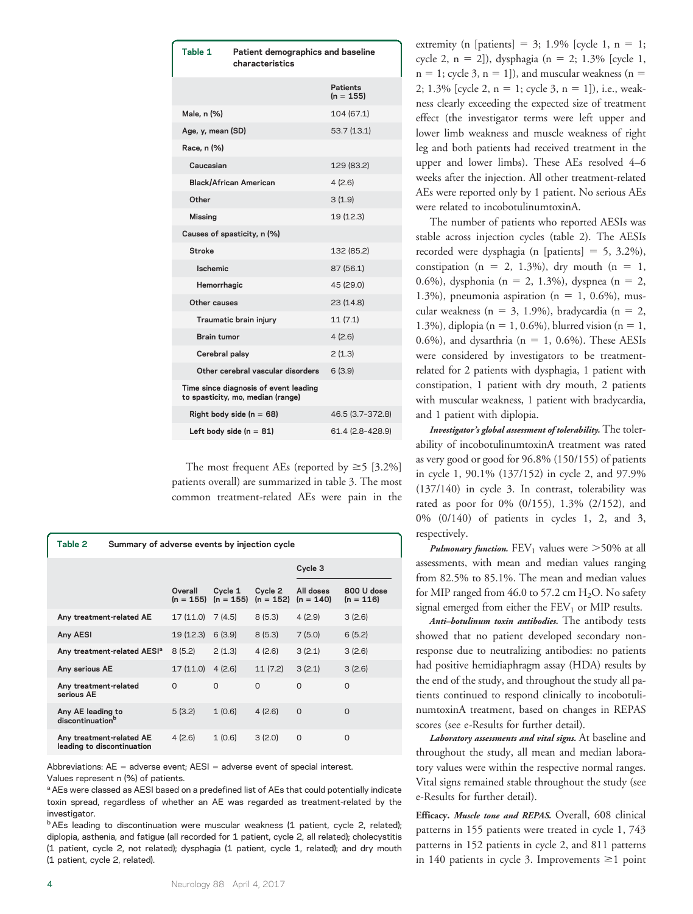**Table 1** Patient demographics and baseline characteristics

| | Patients (n = 155) |
|---|---|
| Male, n (%) | 104 (67.1) |
| Age, y, mean (SD) | 53.7 (13.1) |
| Race, n (%) | |
| Caucasian | 129 (83.2) |
| Black/African American | 4 (2.6) |
| Other | 3 (1.9) |
| Missing | 19 (12.3) |
| Causes of spasticity, n (%) | |
| Stroke | 132 (85.2) |
| Ischemic | 87 (56.1) |
| Hemorrhagic | 45 (29.0) |
| Other causes | 23 (14.8) |
| Traumatic brain injury | 11 (7.1) |
| Brain tumor | 4 (2.6) |
| Cerebral palsy | 2 (1.3) |
| Other cerebral vascular disorders | 6 (3.9) |
| Time since diagnosis of event leading to spasticity, mo, median (range) | |
| Right body side (n = 68) | 46.5 (3.7–372.8) |
| Left body side (n = 81) | 61.4 (2.8–428.9) |

The most frequent AEs (reported by ≥5 [3.2%] patients overall) are summarized in table 3. The most common treatment-related AEs were pain in the extremity (n [patients] = 3; 1.9% [cycle 1, n = 1; cycle 2, n = 2]), dysphagia (n = 2; 1.3% [cycle 1, n = 1; cycle 3, n = 1]), and muscular weakness (n = 2; 1.3% [cycle 2, n = 1; cycle 3, n = 1]), i.e., weakness clearly exceeding the expected size of treatment effect (the investigator terms were left upper and lower limb weakness and muscle weakness of right leg and both patients had received treatment in the upper and lower limbs). These AEs resolved 4–6 weeks after the injection. All other treatment-related AEs were reported only by 1 patient. No serious AEs were related to incobotulinumtoxinA.

**Table 2** Summary of adverse events by injection cycle

| | Overall (n = 155) | Cycle 1 (n = 155) | Cycle 2 (n = 152) | Cycle 3 All doses (n = 140) | Cycle 3 800 U dose (n = 116) |
|---|---|---|---|---|---|
| Any treatment-related AE | 17 (11.0) | 7 (4.5) | 8 (5.3) | 4 (2.9) | 3 (2.6) |
| Any AESI | 19 (12.3) | 6 (3.9) | 8 (5.3) | 7 (5.0) | 6 (5.2) |
| Any treatment-related AESI[a] | 8 (5.2) | 2 (1.3) | 4 (2.6) | 3 (2.1) | 3 (2.6) |
| Any serious AE | 17 (11.0) | 4 (2.6) | 11 (7.2) | 3 (2.1) | 3 (2.6) |
| Any treatment-related serious AE | 0 | 0 | 0 | 0 | 0 |
| Any AE leading to discontinuation[b] | 5 (3.2) | 1 (0.6) | 4 (2.6) | 0 | 0 |
| Any treatment-related AE leading to discontinuation | 4 (2.6) | 1 (0.6) | 3 (2.0) | 0 | 0 |

Abbreviations: AE = adverse event; AESI = adverse event of special interest.
Values represent n (%) of patients.
[a] AEs were classed as AESI based on a predefined list of AEs that could potentially indicate toxin spread, regardless of whether an AE was regarded as treatment-related by the investigator.
[b] AEs leading to discontinuation were muscular weakness (1 patient, cycle 2, related); diplopia, asthenia, and fatigue (all recorded for 1 patient, cycle 2, all related); cholecystitis (1 patient, cycle 2, not related); dysphagia (1 patient, cycle 1, related); and dry mouth (1 patient, cycle 2, related).

The number of patients who reported AESIs was stable across injection cycles (table 2). The AESIs recorded were dysphagia (n [patients] = 5, 3.2%), constipation (n = 2, 1.3%), dry mouth (n = 1, 0.6%), dysphonia (n = 2, 1.3%), dyspnea (n = 2, 1.3%), pneumonia aspiration (n = 1, 0.6%), muscular weakness (n = 3, 1.9%), bradycardia (n = 2, 1.3%), diplopia (n = 1, 0.6%), blurred vision (n = 1, 0.6%), and dysarthria (n = 1, 0.6%). These AESIs were considered by investigators to be treatment-related for 2 patients with dysphagia, 1 patient with constipation, 1 patient with dry mouth, 2 patients with muscular weakness, 1 patient with bradycardia, and 1 patient with diplopia.

***Investigator's global assessment of tolerability.*** The tolerability of incobotulinumtoxinA treatment was rated as very good or good for 96.8% (150/155) of patients in cycle 1, 90.1% (137/152) in cycle 2, and 97.9% (137/140) in cycle 3. In contrast, tolerability was rated as poor for 0% (0/155), 1.3% (2/152), and 0% (0/140) of patients in cycles 1, 2, and 3, respectively.

***Pulmonary function.*** $FEV_1$ values were >50% at all assessments, with mean and median values ranging from 82.5% to 85.1%. The mean and median values for MIP ranged from 46.0 to 57.2 cm $H_2O$. No safety signal emerged from either the $FEV_1$ or MIP results.

***Anti–botulinum toxin antibodies.*** The antibody tests showed that no patient developed secondary nonresponse due to neutralizing antibodies: no patients had positive hemidiaphragm assay (HDA) results by the end of the study, and throughout the study all patients continued to respond clinically to incobotulinumtoxinA treatment, based on changes in REPAS scores (see e-Results for further detail).

***Laboratory assessments and vital signs.*** At baseline and throughout the study, all mean and median laboratory values were within the respective normal ranges. Vital signs remained stable throughout the study (see e-Results for further detail).

**Efficacy.** ***Muscle tone and REPAS.*** Overall, 608 clinical patterns in 155 patients were treated in cycle 1, 743 patterns in 152 patients in cycle 2, and 811 patterns in 140 patients in cycle 3. Improvements ≥1 point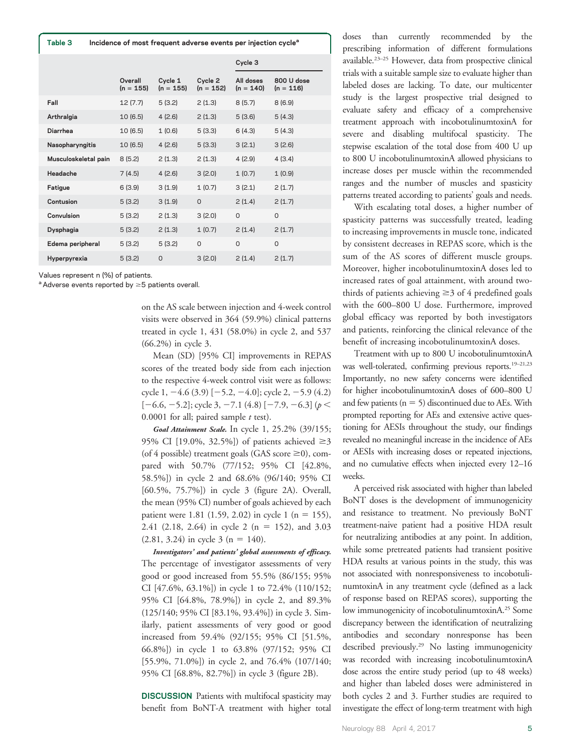**Table 3 Incidence of most frequent adverse events per injection cycle[a]**

| | Overall (n = 155) | Cycle 1 (n = 155) | Cycle 2 (n = 152) | Cycle 3 | |
|---|---|---|---|---|---|
| | | | | All doses (n = 140) | 800 U dose (n = 116) |
| Fall | 12 (7.7) | 5 (3.2) | 2 (1.3) | 8 (5.7) | 8 (6.9) |
| Arthralgia | 10 (6.5) | 4 (2.6) | 2 (1.3) | 5 (3.6) | 5 (4.3) |
| Diarrhea | 10 (6.5) | 1 (0.6) | 5 (3.3) | 6 (4.3) | 5 (4.3) |
| Nasopharyngitis | 10 (6.5) | 4 (2.6) | 5 (3.3) | 3 (2.1) | 3 (2.6) |
| Musculoskeletal pain | 8 (5.2) | 2 (1.3) | 2 (1.3) | 4 (2.9) | 4 (3.4) |
| Headache | 7 (4.5) | 4 (2.6) | 3 (2.0) | 1 (0.7) | 1 (0.9) |
| Fatigue | 6 (3.9) | 3 (1.9) | 1 (0.7) | 3 (2.1) | 2 (1.7) |
| Contusion | 5 (3.2) | 3 (1.9) | 0 | 2 (1.4) | 2 (1.7) |
| Convulsion | 5 (3.2) | 2 (1.3) | 3 (2.0) | 0 | 0 |
| Dysphagia | 5 (3.2) | 2 (1.3) | 1 (0.7) | 2 (1.4) | 2 (1.7) |
| Edema peripheral | 5 (3.2) | 5 (3.2) | 0 | 0 | 0 |
| Hyperpyrexia | 5 (3.2) | 0 | 3 (2.0) | 2 (1.4) | 2 (1.7) |

Values represent n (%) of patients.

[a] Adverse events reported by ≥5 patients overall.

on the AS scale between injection and 4-week control visits were observed in 364 (59.9%) clinical patterns treated in cycle 1, 431 (58.0%) in cycle 2, and 537 (66.2%) in cycle 3.

Mean (SD) [95% CI] improvements in REPAS scores of the treated body side from each injection to the respective 4-week control visit were as follows: cycle 1, −4.6 (3.9) [−5.2, −4.0]; cycle 2, −5.9 (4.2) [−6.6, −5.2]; cycle 3, −7.1 (4.8) [−7.9, −6.3] ($p < 0.0001$ for all; paired sample $t$ test).

***Goal Attainment Scale.*** In cycle 1, 25.2% (39/155; 95% CI [19.0%, 32.5%]) of patients achieved ≥3 (of 4 possible) treatment goals (GAS score ≥0), compared with 50.7% (77/152; 95% CI [42.8%, 58.5%]) in cycle 2 and 68.6% (96/140; 95% CI [60.5%, 75.7%]) in cycle 3 (figure 2A). Overall, the mean (95% CI) number of goals achieved by each patient were 1.81 (1.59, 2.02) in cycle 1 (n = 155), 2.41 (2.18, 2.64) in cycle 2 (n = 152), and 3.03 (2.81, 3.24) in cycle 3 (n = 140).

***Investigators' and patients' global assessments of efficacy.*** The percentage of investigator assessments of very good or good increased from 55.5% (86/155; 95% CI [47.6%, 63.1%]) in cycle 1 to 72.4% (110/152; 95% CI [64.8%, 78.9%]) in cycle 2, and 89.3% (125/140; 95% CI [83.1%, 93.4%]) in cycle 3. Similarly, patient assessments of very good or good increased from 59.4% (92/155; 95% CI [51.5%, 66.8%]) in cycle 1 to 63.8% (97/152; 95% CI [55.9%, 71.0%]) in cycle 2, and 76.4% (107/140; 95% CI [68.8%, 82.7%]) in cycle 3 (figure 2B).

**DISCUSSION** Patients with multifocal spasticity may benefit from BoNT-A treatment with higher total doses than currently recommended by the prescribing information of different formulations available.[23–25] However, data from prospective clinical trials with a suitable sample size to evaluate higher than labeled doses are lacking. To date, our multicenter study is the largest prospective trial designed to evaluate safety and efficacy of a comprehensive treatment approach with incobotulinumtoxinA for severe and disabling multifocal spasticity. The stepwise escalation of the total dose from 400 U up to 800 U incobotulinumtoxinA allowed physicians to increase doses per muscle within the recommended ranges and the number of muscles and spasticity patterns treated according to patients' goals and needs.

With escalating total doses, a higher number of spasticity patterns was successfully treated, leading to increasing improvements in muscle tone, indicated by consistent decreases in REPAS score, which is the sum of the AS scores of different muscle groups. Moreover, higher incobotulinumtoxinA doses led to increased rates of goal attainment, with around two-thirds of patients achieving ≥3 of 4 predefined goals with the 600–800 U dose. Furthermore, improved global efficacy was reported by both investigators and patients, reinforcing the clinical relevance of the benefit of increasing incobotulinumtoxinA doses.

Treatment with up to 800 U incobotulinumtoxinA was well-tolerated, confirming previous reports.[19–21,23] Importantly, no new safety concerns were identified for higher incobotulinumtoxinA doses of 600–800 U and few patients (n = 5) discontinued due to AEs. With prompted reporting for AEs and extensive active questioning for AESIs throughout the study, our findings revealed no meaningful increase in the incidence of AEs or AESIs with increasing doses or repeated injections, and no cumulative effects when injected every 12–16 weeks.

A perceived risk associated with higher than labeled BoNT doses is the development of immunogenicity and resistance to treatment. No previously BoNT treatment-naive patient had a positive HDA result for neutralizing antibodies at any point. In addition, while some pretreated patients had transient positive HDA results at various points in the study, this was not associated with nonresponsiveness to incobotulinumtoxinA in any treatment cycle (defined as a lack of response based on REPAS scores), supporting the low immunogenicity of incobotulinumtoxinA.[25] Some discrepancy between the identification of neutralizing antibodies and secondary nonresponse has been described previously.[29] No lasting immunogenicity was recorded with increasing incobotulinumtoxinA dose across the entire study period (up to 48 weeks) and higher than labeled doses were administered in both cycles 2 and 3. Further studies are required to investigate the effect of long-term treatment with high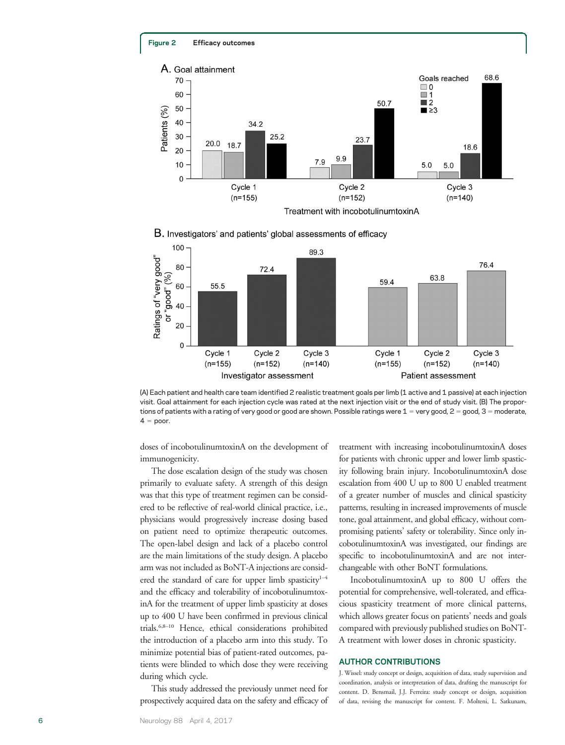**Figure 2 Efficacy outcomes**

(A) Each patient and health care team identified 2 realistic treatment goals per limb (1 active and 1 passive) at each injection visit. Goal attainment for each injection cycle was rated at the next injection visit or the end of study visit. (B) The proportions of patients with a rating of very good or good are shown. Possible ratings were 1 = very good, 2 = good, 3 = moderate, 4 = poor.

doses of incobotulinumtoxinA on the development of immunogenicity.

The dose escalation design of the study was chosen primarily to evaluate safety. A strength of this design was that this type of treatment regimen can be considered to be reflective of real-world clinical practice, i.e., physicians would progressively increase dosing based on patient need to optimize therapeutic outcomes. The open-label design and lack of a placebo control are the main limitations of the study design. A placebo arm was not included as BoNT-A injections are considered the standard of care for upper limb spasticity[1–4] and the efficacy and tolerability of incobotulinumtoxinA for the treatment of upper limb spasticity at doses up to 400 U have been confirmed in previous clinical trials.[6,8–10] Hence, ethical considerations prohibited the introduction of a placebo arm into this study. To minimize potential bias of patient-rated outcomes, patients were blinded to which dose they were receiving during which cycle.

This study addressed the previously unmet need for prospectively acquired data on the safety and efficacy of treatment with increasing incobotulinumtoxinA doses for patients with chronic upper and lower limb spasticity following brain injury. IncobotulinumtoxinA dose escalation from 400 U up to 800 U enabled treatment of a greater number of muscles and clinical spasticity patterns, resulting in increased improvements of muscle tone, goal attainment, and global efficacy, without compromising patients' safety or tolerability. Since only incobotulinumtoxinA was investigated, our findings are specific to incobotulinumtoxinA and are not interchangeable with other BoNT formulations.

IncobotulinumtoxinA up to 800 U offers the potential for comprehensive, well-tolerated, and efficacious spasticity treatment of more clinical patterns, which allows greater focus on patients' needs and goals compared with previously published studies on BoNT-A treatment with lower doses in chronic spasticity.

## AUTHOR CONTRIBUTIONS

J. Wissel: study concept or design, acquisition of data, study supervision and coordination, analysis or interpretation of data, drafting the manuscript for content. D. Bensmail, J.J. Ferreira: study concept or design, acquisition of data, revising the manuscript for content. F. Molteni, L. Satkunam,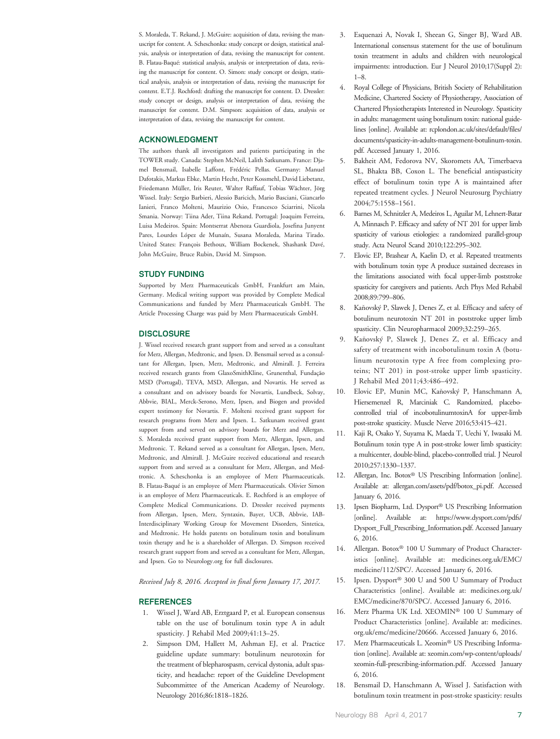S. Moraleda, T. Rekand, J. McGuire: acquisition of data, revising the manuscript for content. A. Scheschonka: study concept or design, statistical analysis, analysis or interpretation of data, revising the manuscript for content. B. Flatau-Baqué: statistical analysis, analysis or interpretation of data, revising the manuscript for content. O. Simon: study concept or design, statistical analysis, analysis or interpretation of data, revising the manuscript for content. E.T.J. Rochford: drafting the manuscript for content. D. Dressler: study concept or design, analysis or interpretation of data, revising the manuscript for content. D.M. Simpson: acquisition of data, analysis or interpretation of data, revising the manuscript for content.

## ACKNOWLEDGMENT

The authors thank all investigators and patients participating in the TOWER study. Canada: Stephen McNeil, Lalith Satkunam. France: Djamel Bensmail, Isabelle Laffont, Frédéric Pellas. Germany: Manuel Dafotakis, Markus Ebke, Martin Hecht, Peter Kossmehl, David Liebetanz, Friedemann Müller, Iris Reuter, Walter Raffauf, Tobias Wächter, Jörg Wissel. Italy: Sergio Barbieri, Alessio Baricich, Mario Basciani, Giancarlo Ianieri, Franco Molteni, Maurizio Osio, Francesco Sciarrini, Nicola Smania. Norway: Tiina Ader, Tiina Rekand. Portugal: Joaquim Ferreira, Luisa Medeiros. Spain: Montserrat Abenoza Guardiola, Josefina Junyent Pares, Lourdes López de Munaín, Susana Moraleda, Marina Tirado. United States: François Bethoux, William Bockenek, Shashank Davé, John McGuire, Bruce Rubin, David M. Simpson.

## STUDY FUNDING

Supported by Merz Pharmaceuticals GmbH, Frankfurt am Main, Germany. Medical writing support was provided by Complete Medical Communications and funded by Merz Pharmaceuticals GmbH. The Article Processing Charge was paid by Merz Pharmaceuticals GmbH.

## DISCLOSURE

J. Wissel received research grant support from and served as a consultant for Merz, Allergan, Medtronic, and Ipsen. D. Bensmail served as a consultant for Allergan, Ipsen, Merz, Medtronic, and Ipsen. J. Ferreira received research grants from GlaxoSmithKline, Grunenthal, Fundação MSD (Portugal), TEVA, MSD, Allergan, and Novartis. He served as a consultant and on advisory boards for Novartis, Lundbeck, Solvay, Abbvie, BIAL, Merck-Serono, Merz, Ipsen, and Biogen and provided expert testimony for Novartis. F. Molteni received grant support for research programs from Merz and Ipsen. L. Satkunam received grant support from and served on advisory boards for Merz and Allergan. S. Moraleda received grant support from Merz, Allergan, Ipsen, and Medtronic. T. Rekand served as a consultant for Allergan, Ipsen, Merz, Medtronic, and Almirall. J. McGuire received educational and research support from and served as a consultant for Merz, Allergan, and Medtronic. A. Scheschonka is an employee of Merz Pharmaceuticals. B. Flatau-Baqué is an employee of Merz Pharmaceuticals. Olivier Simon is an employee of Merz Pharmaceuticals. E. Rochford is an employee of Complete Medical Communications. D. Dressler received payments from Allergan, Ipsen, Merz, Syntaxin, Bayer, UCB, Abbvie, IAB-Interdisciplinary Working Group for Movement Disorders, Sintetica, and Medtronic. He holds patents on botulinum toxin and botulinum toxin therapy and he is a shareholder of Allergan. D. Simpson received research grant support from and served as a consultant for Merz, Allergan, and Ipsen. Go to Neurology.org for full disclosures.

*Received July 8, 2016. Accepted in final form January 17, 2017.*

## REFERENCES

1. Wissel J, Ward AB, Erztgaard P, et al. European consensus table on the use of botulinum toxin type A in adult spasticity. J Rehabil Med 2009;41:13–25.
2. Simpson DM, Hallett M, Ashman EJ, et al. Practice guideline update summary: botulinum neurotoxin for the treatment of blepharospasm, cervical dystonia, adult spasticity, and headache: report of the Guideline Development Subcommittee of the American Academy of Neurology. Neurology 2016;86:1818–1826.
3. Esquenazi A, Novak I, Sheean G, Singer BJ, Ward AB. International consensus statement for the use of botulinum toxin treatment in adults and children with neurological impairments: introduction. Eur J Neurol 2010;17(Suppl 2): 1–8.
4. Royal College of Physicians, British Society of Rehabilitation Medicine, Chartered Society of Physiotherapy, Association of Chartered Physiotherapists Interested in Neurology. Spasticity in adults: management using botulinum toxin: national guidelines [online]. Available at: rcplondon.ac.uk/sites/default/files/documents/spasticity-in-adults-management-botulinum-toxin.pdf. Accessed January 1, 2016.
5. Bakheit AM, Fedorova NV, Skoromets AA, Timerbaeva SL, Bhakta BB, Coxon L. The beneficial antispasticity effect of botulinum toxin type A is maintained after repeated treatment cycles. J Neurol Neurosurg Psychiatry 2004;75:1558–1561.
6. Barnes M, Schnitzler A, Medeiros L, Aguilar M, Lehnert-Batar A, Minnasch P. Efficacy and safety of NT 201 for upper limb spasticity of various etiologies: a randomized parallel-group study. Acta Neurol Scand 2010;122:295–302.
7. Elovic EP, Brashear A, Kaelin D, et al. Repeated treatments with botulinum toxin type A produce sustained decreases in the limitations associated with focal upper-limb poststroke spasticity for caregivers and patients. Arch Phys Med Rehabil 2008;89:799–806.
8. Kaňovský P, Slawek J, Denes Z, et al. Efficacy and safety of botulinum neurotoxin NT 201 in poststroke upper limb spasticity. Clin Neuropharmacol 2009;32:259–265.
9. Kaňovský P, Slawek J, Denes Z, et al. Efficacy and safety of treatment with incobotulinum toxin A (botulinum neurotoxin type A free from complexing proteins; NT 201) in post-stroke upper limb spasticity. J Rehabil Med 2011;43:486–492.
10. Elovic EP, Munin MC, Kaňovský P, Hanschmann A, Hiersemenzel R, Marciniak C. Randomized, placebo-controlled trial of incobotulinumtoxinA for upper-limb post-stroke spasticity. Muscle Nerve 2016;53:415–421.
11. Kaji R, Osako Y, Suyama K, Maeda T, Uechi Y, Iwasaki M. Botulinum toxin type A in post-stroke lower limb spasticity: a multicenter, double-blind, placebo-controlled trial. J Neurol 2010;257:1330–1337.
12. Allergan, Inc. Botox® US Prescribing Information [online]. Available at: allergan.com/assets/pdf/botox_pi.pdf. Accessed January 6, 2016.
13. Ipsen Biopharm, Ltd. Dysport® US Prescribing Information [online]. Available at: https://www.dysport.com/pdfs/Dysport_Full_Prescribing_Information.pdf. Accessed January 6, 2016.
14. Allergan. Botox® 100 U Summary of Product Characteristics [online]. Available at: medicines.org.uk/EMC/medicine/112/SPC/. Accessed January 6, 2016.
15. Ipsen. Dysport® 300 U and 500 U Summary of Product Characteristics [online]. Available at: medicines.org.uk/EMC/medicine/870/SPC/. Accessed January 6, 2016.
16. Merz Pharma UK Ltd. XEOMIN® 100 U Summary of Product Characteristics [online]. Available at: medicines.org.uk/emc/medicine/20666. Accessed January 6, 2016.
17. Merz Pharmaceuticals L. Xeomin® US Prescribing Information [online]. Available at: xeomin.com/wp-content/uploads/xeomin-full-prescribing-information.pdf. Accessed January 6, 2016.
18. Bensmail D, Hanschmann A, Wissel J. Satisfaction with botulinum toxin treatment in post-stroke spasticity: results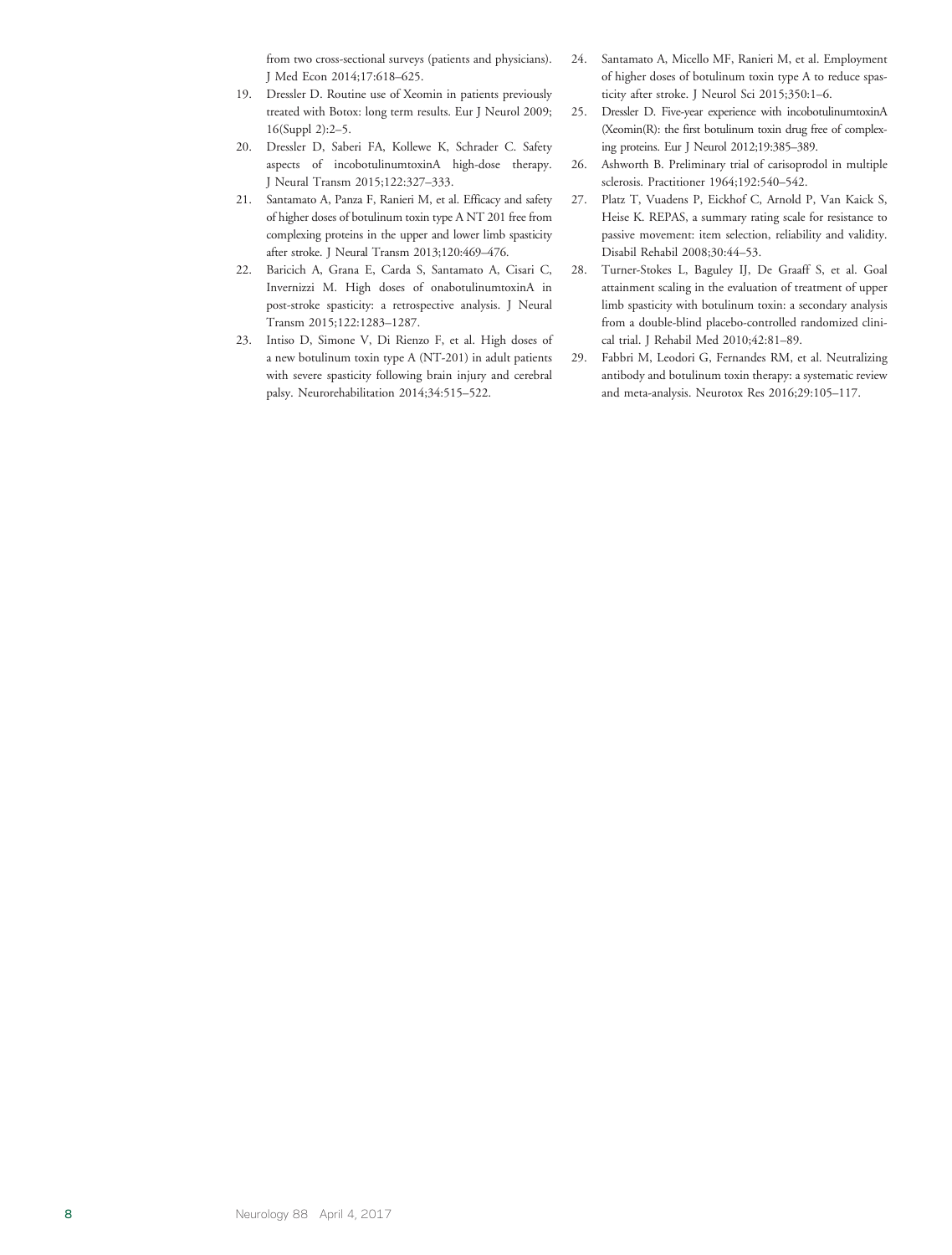from two cross-sectional surveys (patients and physicians). J Med Econ 2014;17:618–625.

19. Dressler D. Routine use of Xeomin in patients previously treated with Botox: long term results. Eur J Neurol 2009; 16(Suppl 2):2–5.
20. Dressler D, Saberi FA, Kollewe K, Schrader C. Safety aspects of incobotulinumtoxinA high-dose therapy. J Neural Transm 2015;122:327–333.
21. Santamato A, Panza F, Ranieri M, et al. Efficacy and safety of higher doses of botulinum toxin type A NT 201 free from complexing proteins in the upper and lower limb spasticity after stroke. J Neural Transm 2013;120:469–476.
22. Baricich A, Grana E, Carda S, Santamato A, Cisari C, Invernizzi M. High doses of onabotulinumtoxinA in post-stroke spasticity: a retrospective analysis. J Neural Transm 2015;122:1283–1287.
23. Intiso D, Simone V, Di Rienzo F, et al. High doses of a new botulinum toxin type A (NT-201) in adult patients with severe spasticity following brain injury and cerebral palsy. Neurorehabilitation 2014;34:515–522.
24. Santamato A, Micello MF, Ranieri M, et al. Employment of higher doses of botulinum toxin type A to reduce spasticity after stroke. J Neurol Sci 2015;350:1–6.
25. Dressler D. Five-year experience with incobotulinumtoxinA (Xeomin(R): the first botulinum toxin drug free of complexing proteins. Eur J Neurol 2012;19:385–389.
26. Ashworth B. Preliminary trial of carisoprodol in multiple sclerosis. Practitioner 1964;192:540–542.
27. Platz T, Vuadens P, Eickhof C, Arnold P, Van Kaick S, Heise K. REPAS, a summary rating scale for resistance to passive movement: item selection, reliability and validity. Disabil Rehabil 2008;30:44–53.
28. Turner-Stokes L, Baguley IJ, De Graaff S, et al. Goal attainment scaling in the evaluation of treatment of upper limb spasticity with botulinum toxin: a secondary analysis from a double-blind placebo-controlled randomized clinical trial. J Rehabil Med 2010;42:81–89.
29. Fabbri M, Leodori G, Fernandes RM, et al. Neutralizing antibody and botulinum toxin therapy: a systematic review and meta-analysis. Neurotox Res 2016;29:105–117.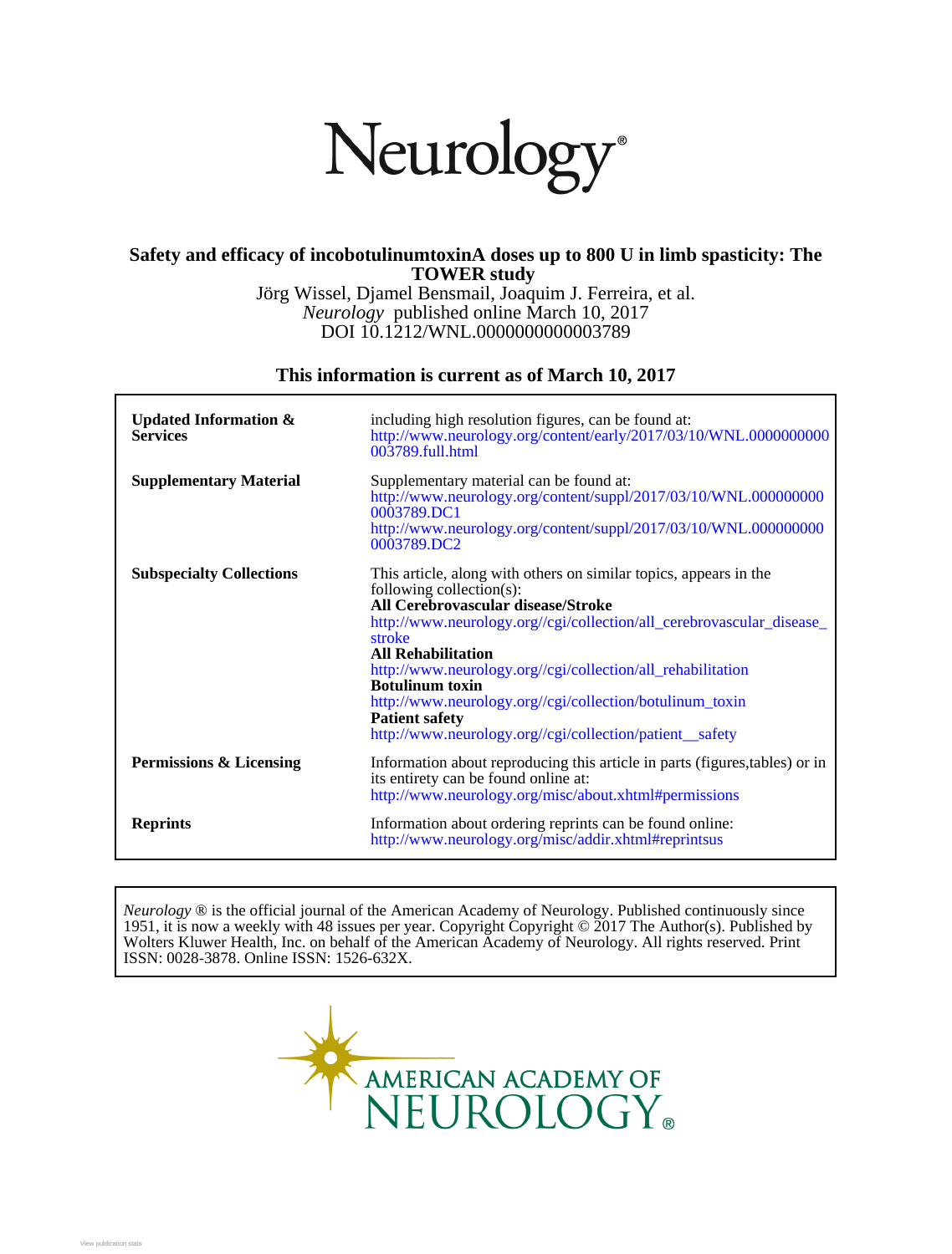# Neurology®

**Safety and efficacy of incobotulinumtoxinA doses up to 800 U in limb spasticity: The TOWER study**

Jörg Wissel, Djamel Bensmail, Joaquim J. Ferreira, et al.

*Neurology* published online March 10, 2017

DOI 10.1212/WNL.0000000000003789

**This information is current as of March 10, 2017**

| | |
|---|---|
| **Updated Information & Services** | including high resolution figures, can be found at: http://www.neurology.org/content/early/2017/03/10/WNL.0000000000003789.full.html |
| **Supplementary Material** | Supplementary material can be found at: http://www.neurology.org/content/suppl/2017/03/10/WNL.0000000000003789.DC1 http://www.neurology.org/content/suppl/2017/03/10/WNL.0000000000003789.DC2 |
| **Subspecialty Collections** | This article, along with others on similar topics, appears in the following collection(s): **All Cerebrovascular disease/Stroke** http://www.neurology.org//cgi/collection/all_cerebrovascular_disease_stroke **All Rehabilitation** http://www.neurology.org//cgi/collection/all_rehabilitation **Botulinum toxin** http://www.neurology.org//cgi/collection/botulinum_toxin **Patient safety** http://www.neurology.org//cgi/collection/patient__safety |
| **Permissions & Licensing** | Information about reproducing this article in parts (figures,tables) or in its entirety can be found online at: http://www.neurology.org/misc/about.xhtml#permissions |
| **Reprints** | Information about ordering reprints can be found online: http://www.neurology.org/misc/addir.xhtml#reprintsus |

*Neurology* ® is the official journal of the American Academy of Neurology. Published continuously since 1951, it is now a weekly with 48 issues per year. Copyright Copyright © 2017 The Author(s). Published by Wolters Kluwer Health, Inc. on behalf of the American Academy of Neurology. All rights reserved. Print ISSN: 0028-3878. Online ISSN: 1526-632X.

AMERICAN ACADEMY OF NEUROLOGY®